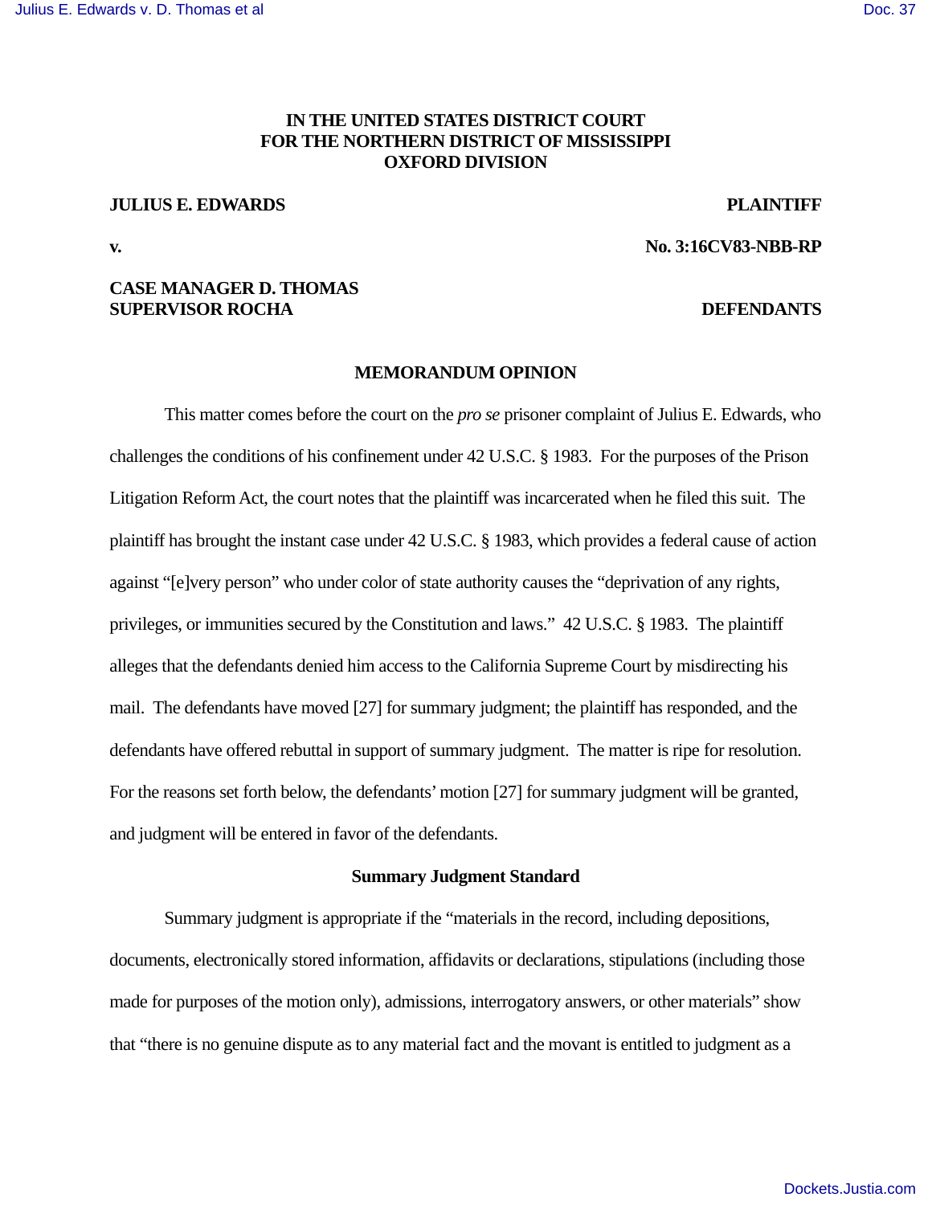**IN THE UNITED STATES DISTRICT COURT**
**FOR THE NORTHERN DISTRICT OF MISSISSIPPI**
**OXFORD DIVISION**

**JULIUS E. EDWARDS** **PLAINTIFF**

**v.** **No. 3:16CV83-NBB-RP**

**CASE MANAGER D. THOMAS**
**SUPERVISOR ROCHA** **DEFENDANTS**

## MEMORANDUM OPINION

This matter comes before the court on the *pro se* prisoner complaint of Julius E. Edwards, who challenges the conditions of his confinement under 42 U.S.C. § 1983. For the purposes of the Prison Litigation Reform Act, the court notes that the plaintiff was incarcerated when he filed this suit. The plaintiff has brought the instant case under 42 U.S.C. § 1983, which provides a federal cause of action against "[e]very person" who under color of state authority causes the "deprivation of any rights, privileges, or immunities secured by the Constitution and laws." 42 U.S.C. § 1983. The plaintiff alleges that the defendants denied him access to the California Supreme Court by misdirecting his mail. The defendants have moved [27] for summary judgment; the plaintiff has responded, and the defendants have offered rebuttal in support of summary judgment. The matter is ripe for resolution. For the reasons set forth below, the defendants' motion [27] for summary judgment will be granted, and judgment will be entered in favor of the defendants.

### Summary Judgment Standard

Summary judgment is appropriate if the "materials in the record, including depositions, documents, electronically stored information, affidavits or declarations, stipulations (including those made for purposes of the motion only), admissions, interrogatory answers, or other materials" show that "there is no genuine dispute as to any material fact and the movant is entitled to judgment as a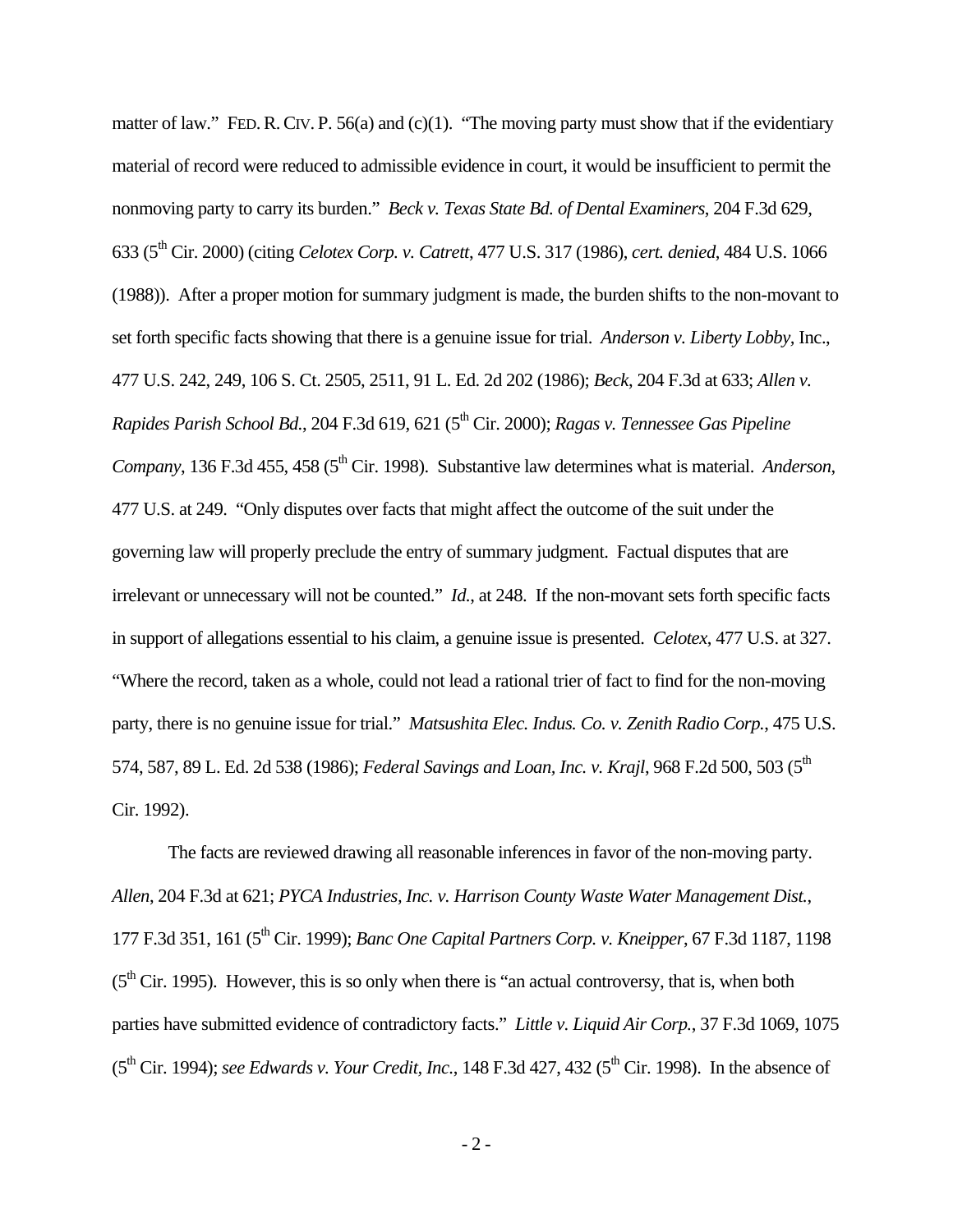matter of law." FED. R. CIV. P. 56(a) and (c)(1). "The moving party must show that if the evidentiary material of record were reduced to admissible evidence in court, it would be insufficient to permit the nonmoving party to carry its burden." *Beck v. Texas State Bd. of Dental Examiners*, 204 F.3d 629, 633 (5th Cir. 2000) (citing *Celotex Corp. v. Catrett*, 477 U.S. 317 (1986), *cert. denied*, 484 U.S. 1066 (1988)). After a proper motion for summary judgment is made, the burden shifts to the non-movant to set forth specific facts showing that there is a genuine issue for trial. *Anderson v. Liberty Lobby*, Inc., 477 U.S. 242, 249, 106 S. Ct. 2505, 2511, 91 L. Ed. 2d 202 (1986); *Beck*, 204 F.3d at 633; *Allen v. Rapides Parish School Bd.*, 204 F.3d 619, 621 (5th Cir. 2000); *Ragas v. Tennessee Gas Pipeline Company*, 136 F.3d 455, 458 (5th Cir. 1998). Substantive law determines what is material. *Anderson*, 477 U.S. at 249. "Only disputes over facts that might affect the outcome of the suit under the governing law will properly preclude the entry of summary judgment. Factual disputes that are irrelevant or unnecessary will not be counted." *Id.*, at 248. If the non-movant sets forth specific facts in support of allegations essential to his claim, a genuine issue is presented. *Celotex*, 477 U.S. at 327. "Where the record, taken as a whole, could not lead a rational trier of fact to find for the non-moving party, there is no genuine issue for trial." *Matsushita Elec. Indus. Co. v. Zenith Radio Corp.*, 475 U.S. 574, 587, 89 L. Ed. 2d 538 (1986); *Federal Savings and Loan, Inc. v. Krajl*, 968 F.2d 500, 503 (5th Cir. 1992).

The facts are reviewed drawing all reasonable inferences in favor of the non-moving party. *Allen*, 204 F.3d at 621; *PYCA Industries, Inc. v. Harrison County Waste Water Management Dist.*, 177 F.3d 351, 161 (5th Cir. 1999); *Banc One Capital Partners Corp. v. Kneipper*, 67 F.3d 1187, 1198 (5th Cir. 1995). However, this is so only when there is "an actual controversy, that is, when both parties have submitted evidence of contradictory facts." *Little v. Liquid Air Corp.*, 37 F.3d 1069, 1075 (5th Cir. 1994); *see Edwards v. Your Credit, Inc.*, 148 F.3d 427, 432 (5th Cir. 1998). In the absence of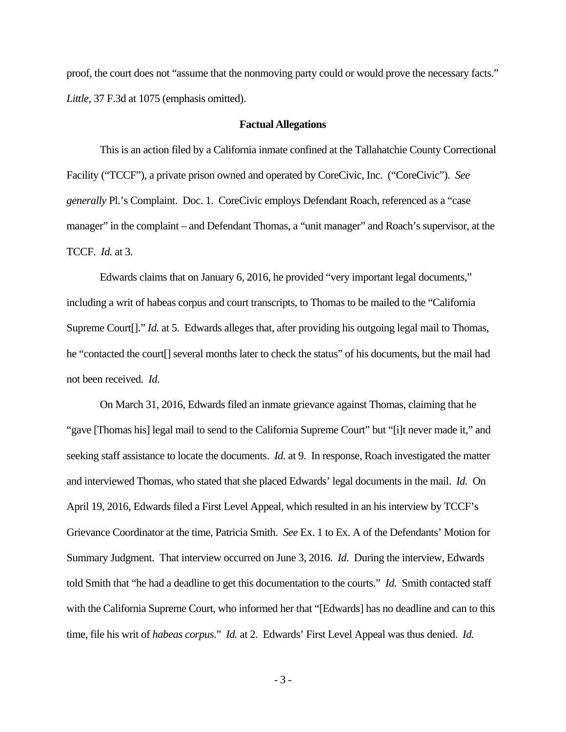proof, the court does not "assume that the nonmoving party could or would prove the necessary facts." *Little*, 37 F.3d at 1075 (emphasis omitted).

**Factual Allegations**

This is an action filed by a California inmate confined at the Tallahatchie County Correctional Facility ("TCCF"), a private prison owned and operated by CoreCivic, Inc. ("CoreCivic"). *See generally* Pl.'s Complaint. Doc. 1. CoreCivic employs Defendant Roach, referenced as a "case manager" in the complaint – and Defendant Thomas, a "unit manager" and Roach's supervisor, at the TCCF. *Id.* at 3.

Edwards claims that on January 6, 2016, he provided "very important legal documents," including a writ of habeas corpus and court transcripts, to Thomas to be mailed to the "California Supreme Court[]." *Id.* at 5. Edwards alleges that, after providing his outgoing legal mail to Thomas, he "contacted the court[] several months later to check the status" of his documents, but the mail had not been received. *Id.*

On March 31, 2016, Edwards filed an inmate grievance against Thomas, claiming that he "gave [Thomas his] legal mail to send to the California Supreme Court" but "[i]t never made it," and seeking staff assistance to locate the documents. *Id.* at 9. In response, Roach investigated the matter and interviewed Thomas, who stated that she placed Edwards' legal documents in the mail. *Id.* On April 19, 2016, Edwards filed a First Level Appeal, which resulted in an his interview by TCCF's Grievance Coordinator at the time, Patricia Smith. *See* Ex. 1 to Ex. A of the Defendants' Motion for Summary Judgment. That interview occurred on June 3, 2016. *Id.* During the interview, Edwards told Smith that "he had a deadline to get this documentation to the courts." *Id.* Smith contacted staff with the California Supreme Court, who informed her that "[Edwards] has no deadline and can to this time, file his writ of *habeas corpus*." *Id.* at 2. Edwards' First Level Appeal was thus denied. *Id.*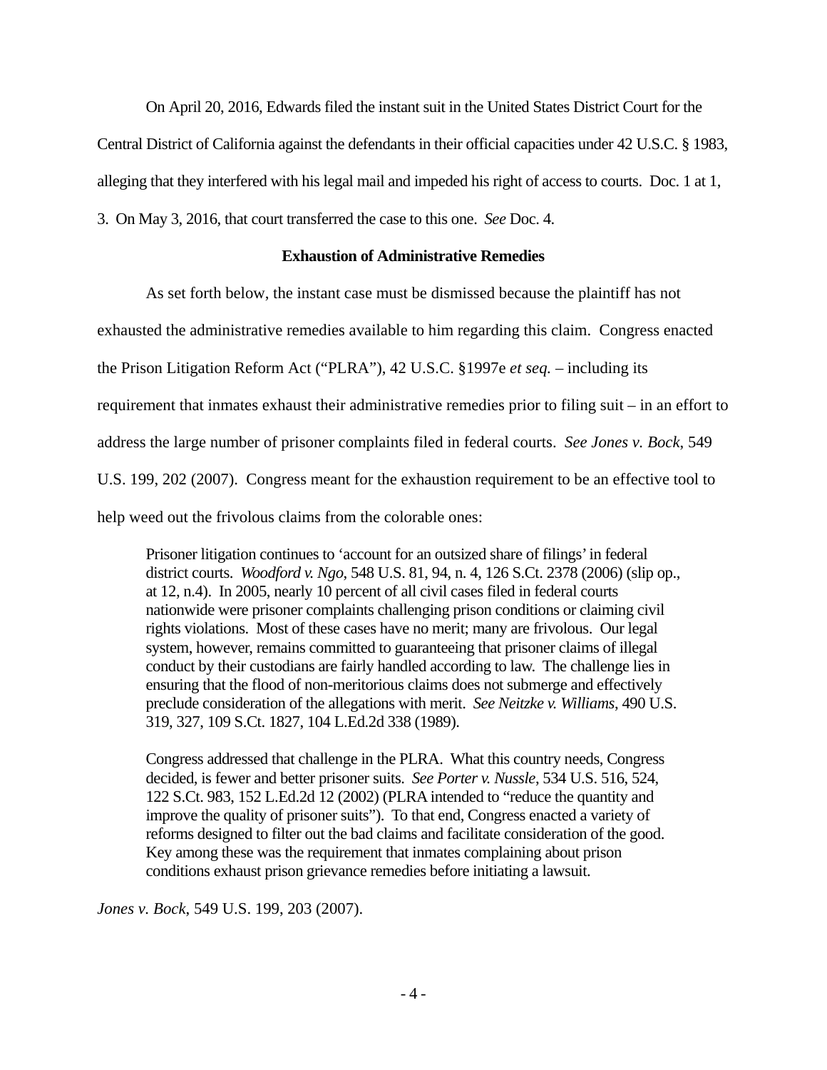On April 20, 2016, Edwards filed the instant suit in the United States District Court for the Central District of California against the defendants in their official capacities under 42 U.S.C. § 1983, alleging that they interfered with his legal mail and impeded his right of access to courts. Doc. 1 at 1, 3. On May 3, 2016, that court transferred the case to this one. *See* Doc. 4.

**Exhaustion of Administrative Remedies**

As set forth below, the instant case must be dismissed because the plaintiff has not exhausted the administrative remedies available to him regarding this claim. Congress enacted the Prison Litigation Reform Act ("PLRA"), 42 U.S.C. §1997e *et seq.* – including its requirement that inmates exhaust their administrative remedies prior to filing suit – in an effort to address the large number of prisoner complaints filed in federal courts. *See Jones v. Bock*, 549 U.S. 199, 202 (2007). Congress meant for the exhaustion requirement to be an effective tool to help weed out the frivolous claims from the colorable ones:

> Prisoner litigation continues to 'account for an outsized share of filings' in federal district courts. *Woodford v. Ngo*, 548 U.S. 81, 94, n. 4, 126 S.Ct. 2378 (2006) (slip op., at 12, n.4). In 2005, nearly 10 percent of all civil cases filed in federal courts nationwide were prisoner complaints challenging prison conditions or claiming civil rights violations. Most of these cases have no merit; many are frivolous. Our legal system, however, remains committed to guaranteeing that prisoner claims of illegal conduct by their custodians are fairly handled according to law. The challenge lies in ensuring that the flood of non-meritorious claims does not submerge and effectively preclude consideration of the allegations with merit. *See Neitzke v. Williams*, 490 U.S. 319, 327, 109 S.Ct. 1827, 104 L.Ed.2d 338 (1989).
>
> Congress addressed that challenge in the PLRA. What this country needs, Congress decided, is fewer and better prisoner suits. *See Porter v. Nussle*, 534 U.S. 516, 524, 122 S.Ct. 983, 152 L.Ed.2d 12 (2002) (PLRA intended to "reduce the quantity and improve the quality of prisoner suits"). To that end, Congress enacted a variety of reforms designed to filter out the bad claims and facilitate consideration of the good. Key among these was the requirement that inmates complaining about prison conditions exhaust prison grievance remedies before initiating a lawsuit.

*Jones v. Bock*, 549 U.S. 199, 203 (2007).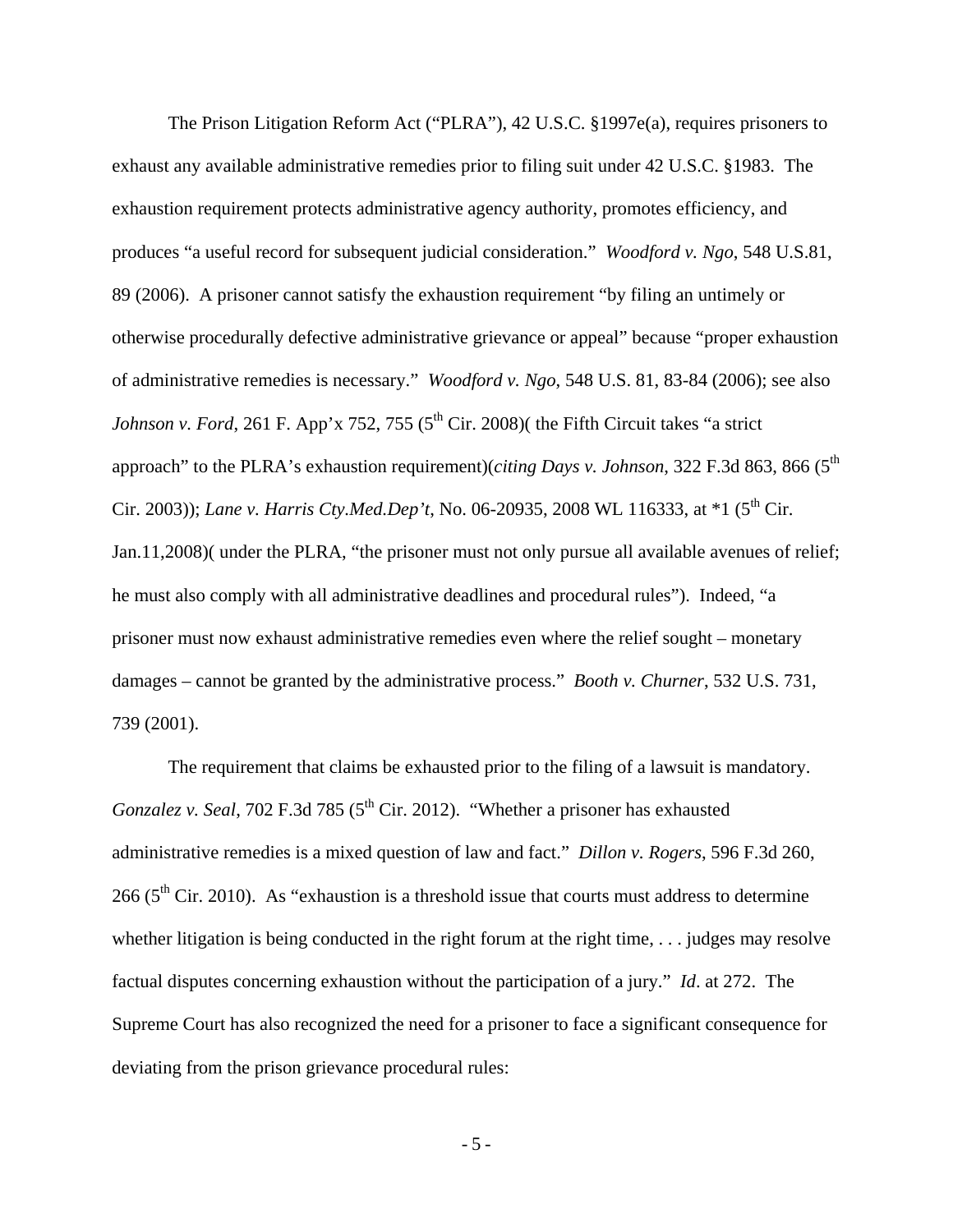The Prison Litigation Reform Act ("PLRA"), 42 U.S.C. §1997e(a), requires prisoners to exhaust any available administrative remedies prior to filing suit under 42 U.S.C. §1983. The exhaustion requirement protects administrative agency authority, promotes efficiency, and produces "a useful record for subsequent judicial consideration." *Woodford v. Ngo*, 548 U.S.81, 89 (2006). A prisoner cannot satisfy the exhaustion requirement "by filing an untimely or otherwise procedurally defective administrative grievance or appeal" because "proper exhaustion of administrative remedies is necessary." *Woodford v. Ngo*, 548 U.S. 81, 83-84 (2006); see also *Johnson v. Ford*, 261 F. App'x 752, 755 (5th Cir. 2008)( the Fifth Circuit takes "a strict approach" to the PLRA's exhaustion requirement)(*citing Days v. Johnson*, 322 F.3d 863, 866 (5th Cir. 2003)); *Lane v. Harris Cty.Med.Dep't*, No. 06-20935, 2008 WL 116333, at *1 (5th Cir. Jan.11,2008)( under the PLRA, "the prisoner must not only pursue all available avenues of relief; he must also comply with all administrative deadlines and procedural rules"). Indeed, "a prisoner must now exhaust administrative remedies even where the relief sought – monetary damages – cannot be granted by the administrative process." *Booth v. Churner*, 532 U.S. 731, 739 (2001).

The requirement that claims be exhausted prior to the filing of a lawsuit is mandatory. *Gonzalez v. Seal*, 702 F.3d 785 (5th Cir. 2012). "Whether a prisoner has exhausted administrative remedies is a mixed question of law and fact." *Dillon v. Rogers*, 596 F.3d 260, 266 (5th Cir. 2010). As "exhaustion is a threshold issue that courts must address to determine whether litigation is being conducted in the right forum at the right time, . . . judges may resolve factual disputes concerning exhaustion without the participation of a jury." *Id*. at 272. The Supreme Court has also recognized the need for a prisoner to face a significant consequence for deviating from the prison grievance procedural rules: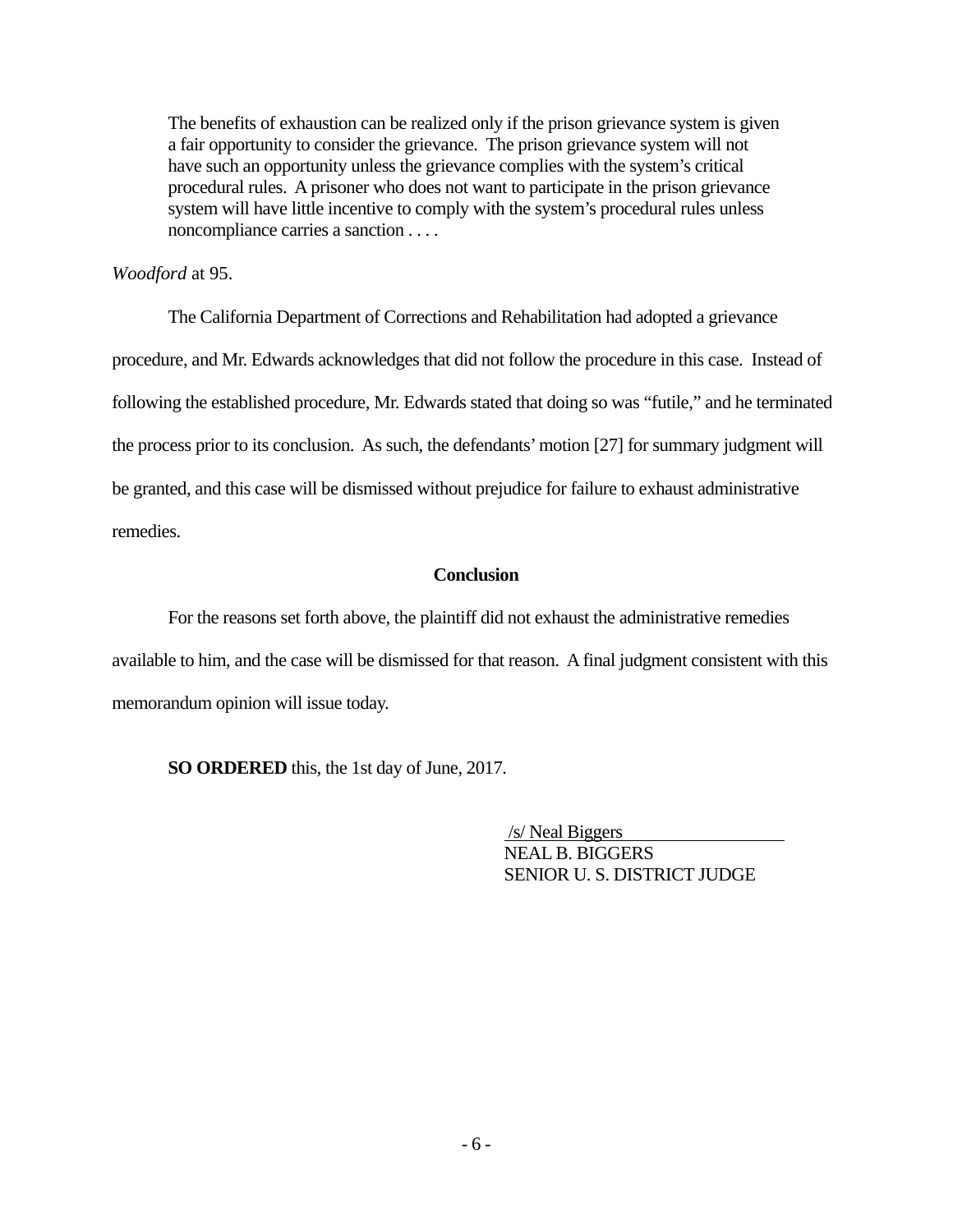> The benefits of exhaustion can be realized only if the prison grievance system is given a fair opportunity to consider the grievance. The prison grievance system will not have such an opportunity unless the grievance complies with the system's critical procedural rules. A prisoner who does not want to participate in the prison grievance system will have little incentive to comply with the system's procedural rules unless noncompliance carries a sanction . . . .

*Woodford* at 95.

The California Department of Corrections and Rehabilitation had adopted a grievance procedure, and Mr. Edwards acknowledges that did not follow the procedure in this case. Instead of following the established procedure, Mr. Edwards stated that doing so was "futile," and he terminated the process prior to its conclusion. As such, the defendants' motion [27] for summary judgment will be granted, and this case will be dismissed without prejudice for failure to exhaust administrative remedies.

**Conclusion**

For the reasons set forth above, the plaintiff did not exhaust the administrative remedies available to him, and the case will be dismissed for that reason. A final judgment consistent with this memorandum opinion will issue today.

**SO ORDERED** this, the 1st day of June, 2017.

/s/ Neal Biggers
NEAL B. BIGGERS
SENIOR U. S. DISTRICT JUDGE